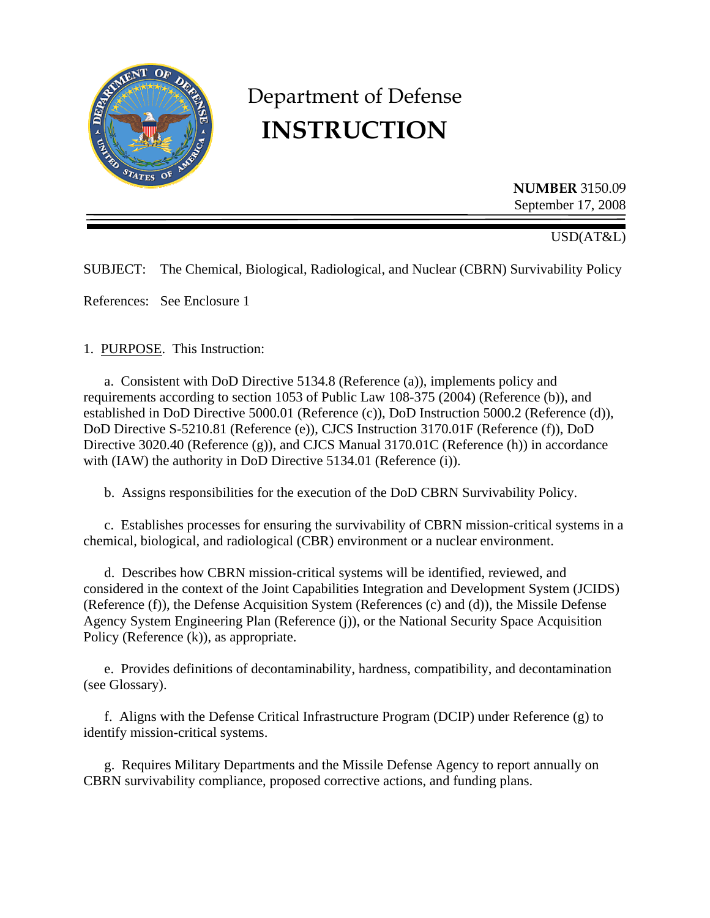# Department of Defense
# INSTRUCTION

**NUMBER** 3150.09
September 17, 2008

USD(AT&L)

SUBJECT: The Chemical, Biological, Radiological, and Nuclear (CBRN) Survivability Policy

References: See Enclosure 1

1. PURPOSE. This Instruction:

a. Consistent with DoD Directive 5134.8 (Reference (a)), implements policy and requirements according to section 1053 of Public Law 108-375 (2004) (Reference (b)), and established in DoD Directive 5000.01 (Reference (c)), DoD Instruction 5000.2 (Reference (d)), DoD Directive S-5210.81 (Reference (e)), CJCS Instruction 3170.01F (Reference (f)), DoD Directive 3020.40 (Reference (g)), and CJCS Manual 3170.01C (Reference (h)) in accordance with (IAW) the authority in DoD Directive 5134.01 (Reference (i)).

b. Assigns responsibilities for the execution of the DoD CBRN Survivability Policy.

c. Establishes processes for ensuring the survivability of CBRN mission-critical systems in a chemical, biological, and radiological (CBR) environment or a nuclear environment.

d. Describes how CBRN mission-critical systems will be identified, reviewed, and considered in the context of the Joint Capabilities Integration and Development System (JCIDS) (Reference (f)), the Defense Acquisition System (References (c) and (d)), the Missile Defense Agency System Engineering Plan (Reference (j)), or the National Security Space Acquisition Policy (Reference (k)), as appropriate.

e. Provides definitions of decontaminability, hardness, compatibility, and decontamination (see Glossary).

f. Aligns with the Defense Critical Infrastructure Program (DCIP) under Reference (g) to identify mission-critical systems.

g. Requires Military Departments and the Missile Defense Agency to report annually on CBRN survivability compliance, proposed corrective actions, and funding plans.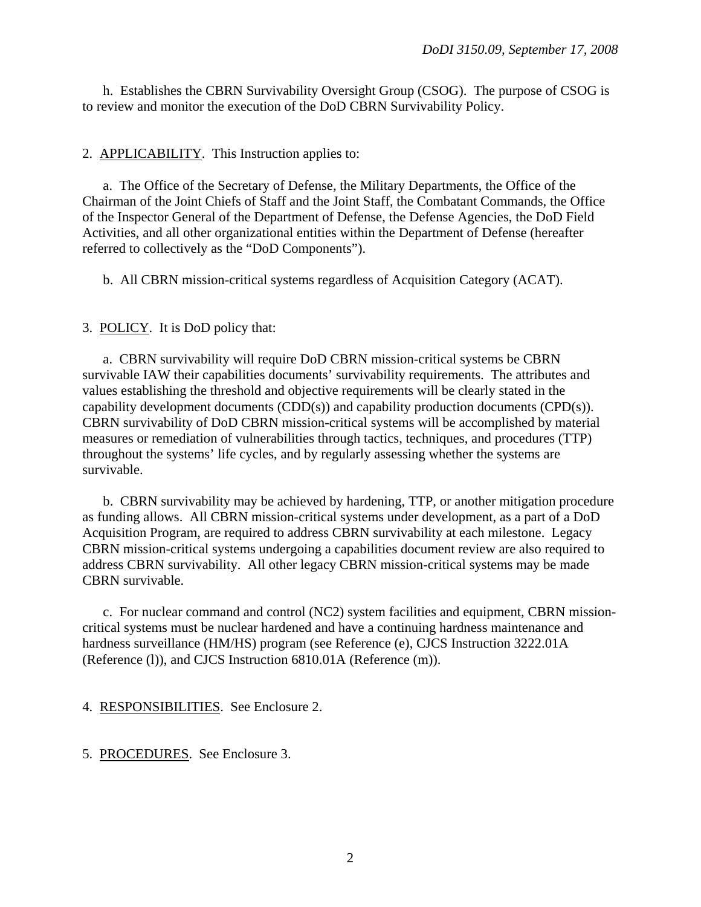h. Establishes the CBRN Survivability Oversight Group (CSOG). The purpose of CSOG is to review and monitor the execution of the DoD CBRN Survivability Policy.

2. APPLICABILITY. This Instruction applies to:

a. The Office of the Secretary of Defense, the Military Departments, the Office of the Chairman of the Joint Chiefs of Staff and the Joint Staff, the Combatant Commands, the Office of the Inspector General of the Department of Defense, the Defense Agencies, the DoD Field Activities, and all other organizational entities within the Department of Defense (hereafter referred to collectively as the "DoD Components").

b. All CBRN mission-critical systems regardless of Acquisition Category (ACAT).

3. POLICY. It is DoD policy that:

a. CBRN survivability will require DoD CBRN mission-critical systems be CBRN survivable IAW their capabilities documents' survivability requirements. The attributes and values establishing the threshold and objective requirements will be clearly stated in the capability development documents (CDD(s)) and capability production documents (CPD(s)). CBRN survivability of DoD CBRN mission-critical systems will be accomplished by material measures or remediation of vulnerabilities through tactics, techniques, and procedures (TTP) throughout the systems' life cycles, and by regularly assessing whether the systems are survivable.

b. CBRN survivability may be achieved by hardening, TTP, or another mitigation procedure as funding allows. All CBRN mission-critical systems under development, as a part of a DoD Acquisition Program, are required to address CBRN survivability at each milestone. Legacy CBRN mission-critical systems undergoing a capabilities document review are also required to address CBRN survivability. All other legacy CBRN mission-critical systems may be made CBRN survivable.

c. For nuclear command and control (NC2) system facilities and equipment, CBRN mission-critical systems must be nuclear hardened and have a continuing hardness maintenance and hardness surveillance (HM/HS) program (see Reference (e), CJCS Instruction 3222.01A (Reference (l)), and CJCS Instruction 6810.01A (Reference (m)).

4. RESPONSIBILITIES. See Enclosure 2.

5. PROCEDURES. See Enclosure 3.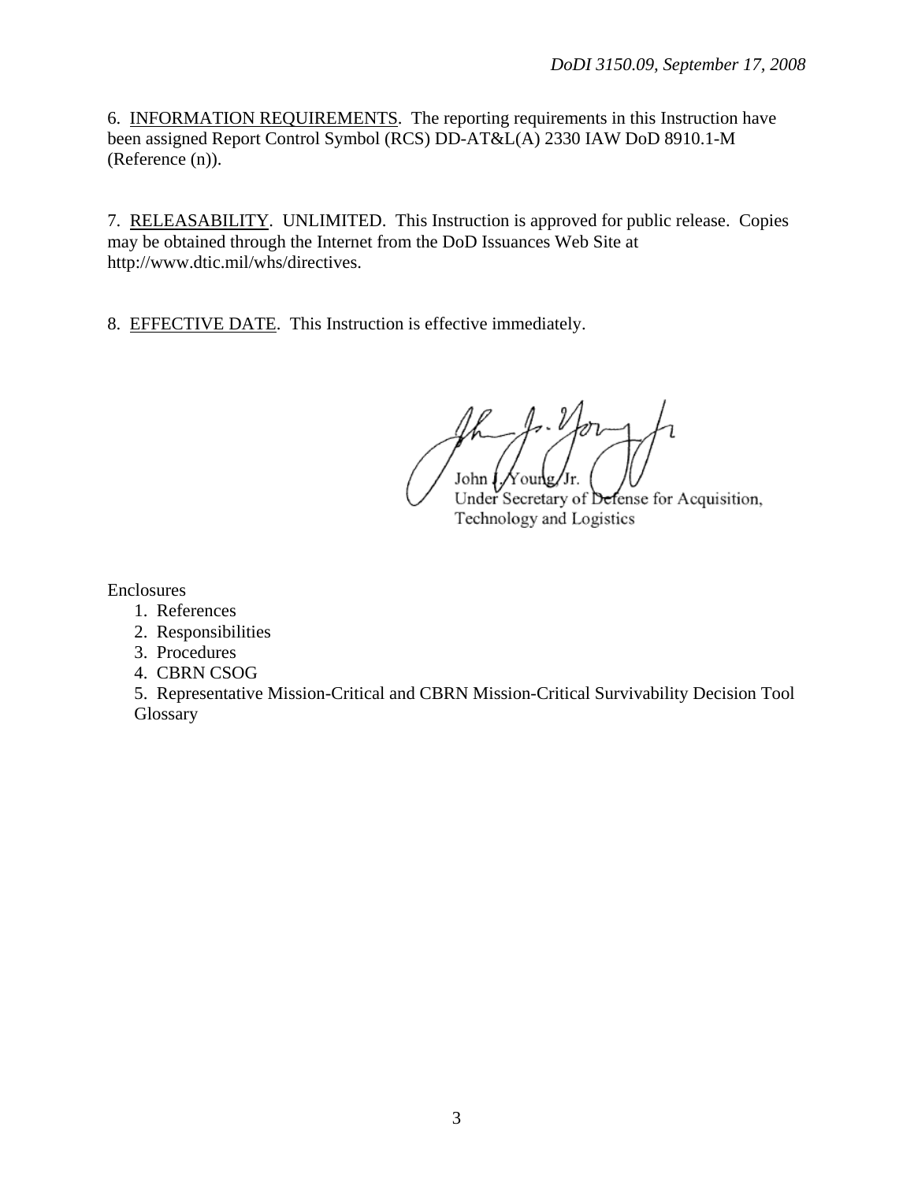6. INFORMATION REQUIREMENTS. The reporting requirements in this Instruction have been assigned Report Control Symbol (RCS) DD-AT&L(A) 2330 IAW DoD 8910.1-M (Reference (n)).

7. RELEASABILITY. UNLIMITED. This Instruction is approved for public release. Copies may be obtained through the Internet from the DoD Issuances Web Site at http://www.dtic.mil/whs/directives.

8. EFFECTIVE DATE. This Instruction is effective immediately.

John J. Young, Jr.
Under Secretary of Defense for Acquisition, Technology and Logistics

Enclosures
1. References
2. Responsibilities
3. Procedures
4. CBRN CSOG
5. Representative Mission-Critical and CBRN Mission-Critical Survivability Decision Tool

Glossary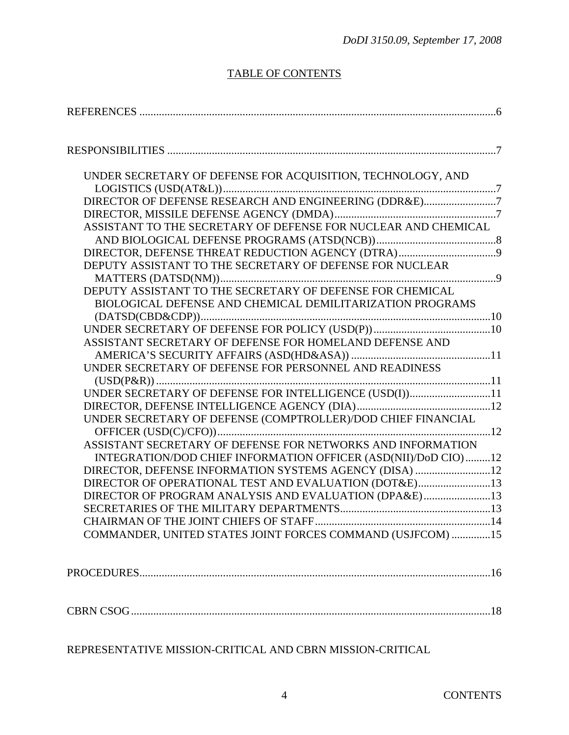## TABLE OF CONTENTS

REFERENCES ..........6

RESPONSIBILITIES ..........7

- UNDER SECRETARY OF DEFENSE FOR ACQUISITION, TECHNOLOGY, AND LOGISTICS (USD(AT&L)) ..........7
- DIRECTOR OF DEFENSE RESEARCH AND ENGINEERING (DDR&E) ..........7
- DIRECTOR, MISSILE DEFENSE AGENCY (DMDA) ..........7
- ASSISTANT TO THE SECRETARY OF DEFENSE FOR NUCLEAR AND CHEMICAL AND BIOLOGICAL DEFENSE PROGRAMS (ATSD(NCB)) ..........8
- DIRECTOR, DEFENSE THREAT REDUCTION AGENCY (DTRA) ..........9
- DEPUTY ASSISTANT TO THE SECRETARY OF DEFENSE FOR NUCLEAR MATTERS (DATSD(NM)) ..........9
- DEPUTY ASSISTANT TO THE SECRETARY OF DEFENSE FOR CHEMICAL BIOLOGICAL DEFENSE AND CHEMICAL DEMILITARIZATION PROGRAMS (DATSD(CBD&CDP)) ..........10
- UNDER SECRETARY OF DEFENSE FOR POLICY (USD(P)) ..........10
- ASSISTANT SECRETARY OF DEFENSE FOR HOMELAND DEFENSE AND AMERICA'S SECURITY AFFAIRS (ASD(HD&ASA)) ..........11
- UNDER SECRETARY OF DEFENSE FOR PERSONNEL AND READINESS (USD(P&R)) ..........11
- UNDER SECRETARY OF DEFENSE FOR INTELLIGENCE (USD(I)) ..........11
- DIRECTOR, DEFENSE INTELLIGENCE AGENCY (DIA) ..........12
- UNDER SECRETARY OF DEFENSE (COMPTROLLER)/DOD CHIEF FINANCIAL OFFICER (USD(C/CFO)) ..........12
- ASSISTANT SECRETARY OF DEFENSE FOR NETWORKS AND INFORMATION INTEGRATION/DOD CHIEF INFORMATION OFFICER (ASD(NII)/DoD CIO) ..........12
- DIRECTOR, DEFENSE INFORMATION SYSTEMS AGENCY (DISA) ..........12
- DIRECTOR OF OPERATIONAL TEST AND EVALUATION (DOT&E) ..........13
- DIRECTOR OF PROGRAM ANALYSIS AND EVALUATION (DPA&E) ..........13
- SECRETARIES OF THE MILITARY DEPARTMENTS ..........13
- CHAIRMAN OF THE JOINT CHIEFS OF STAFF ..........14
- COMMANDER, UNITED STATES JOINT FORCES COMMAND (USJFCOM) ..........15

PROCEDURES ..........16

CBRN CSOG ..........18

REPRESENTATIVE MISSION-CRITICAL AND CBRN MISSION-CRITICAL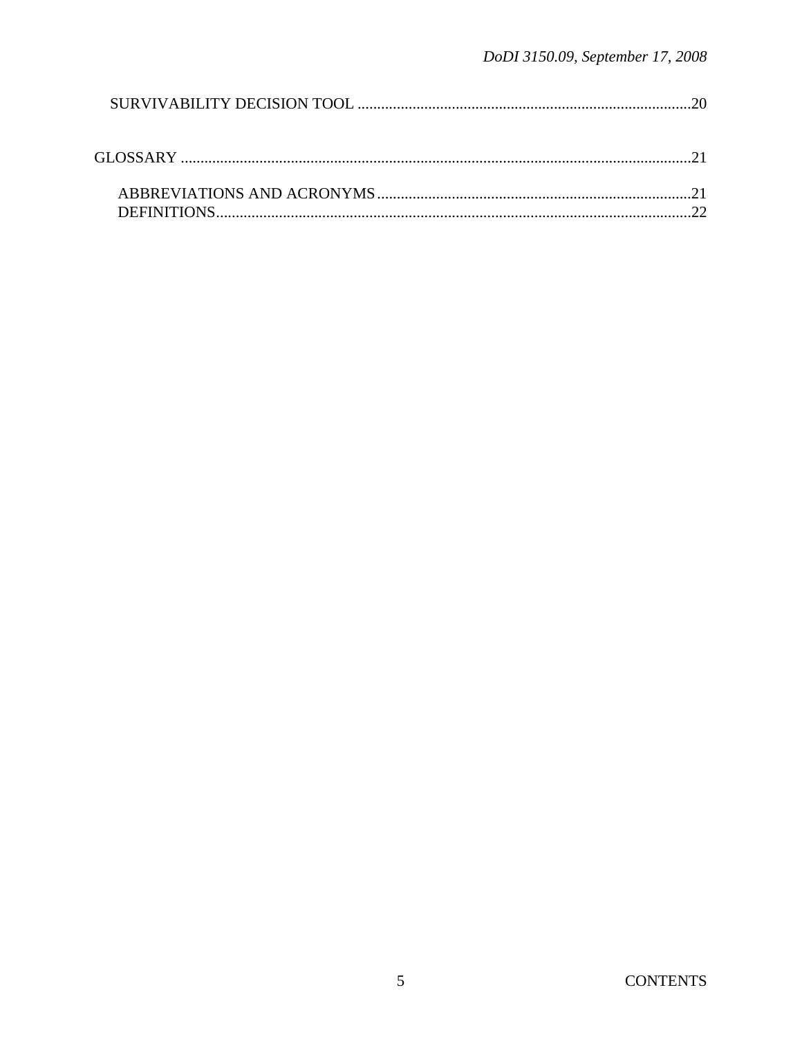SURVIVABILITY DECISION TOOL ....................................................................................20

GLOSSARY ..................................................................................................................21

ABBREVIATIONS AND ACRONYMS ...............................................................................21
DEFINITIONS.........................................................................................................22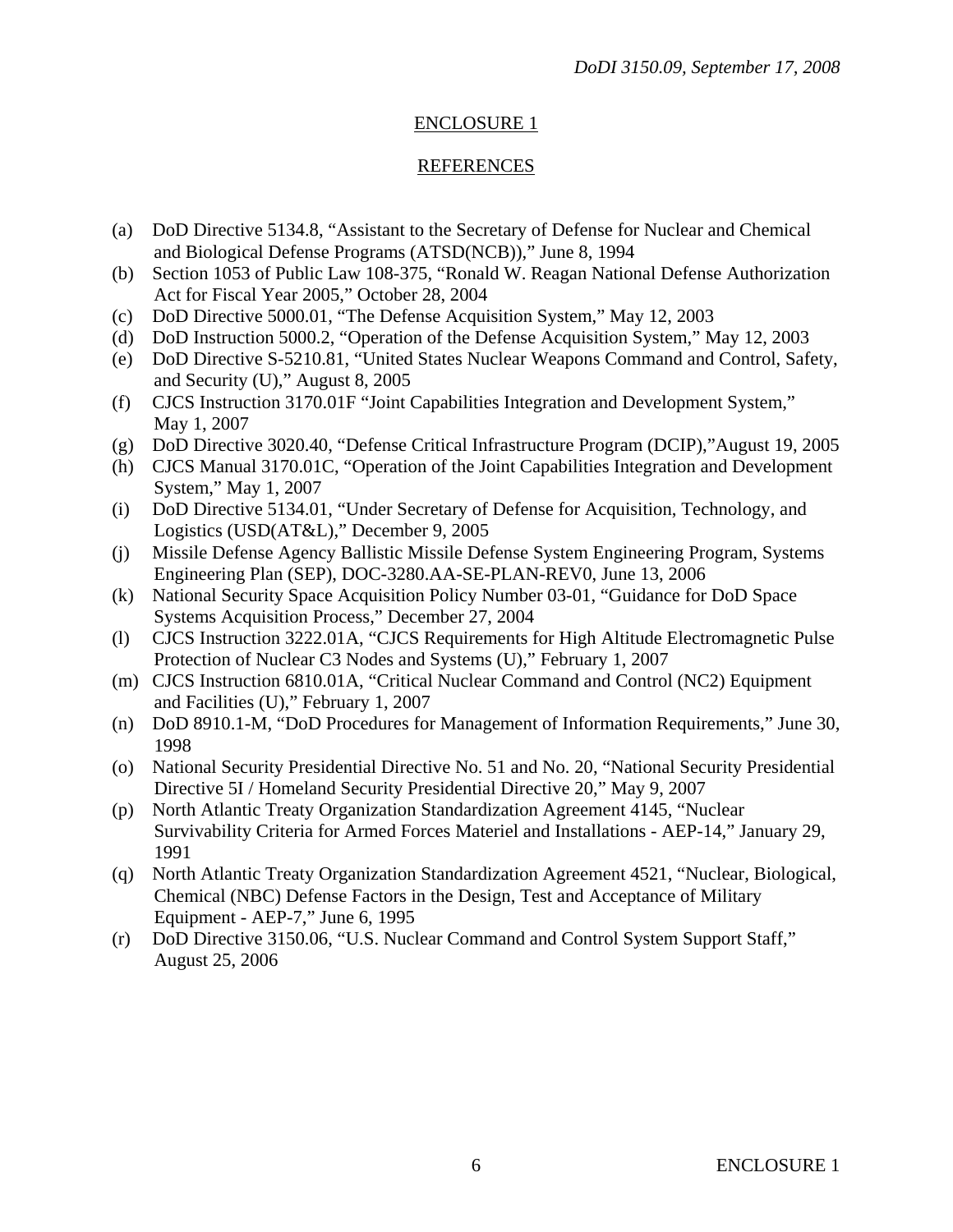## ENCLOSURE 1

## REFERENCES

(a) DoD Directive 5134.8, "Assistant to the Secretary of Defense for Nuclear and Chemical and Biological Defense Programs (ATSD(NCB))," June 8, 1994

(b) Section 1053 of Public Law 108-375, "Ronald W. Reagan National Defense Authorization Act for Fiscal Year 2005," October 28, 2004

(c) DoD Directive 5000.01, "The Defense Acquisition System," May 12, 2003

(d) DoD Instruction 5000.2, "Operation of the Defense Acquisition System," May 12, 2003

(e) DoD Directive S-5210.81, "United States Nuclear Weapons Command and Control, Safety, and Security (U)," August 8, 2005

(f) CJCS Instruction 3170.01F "Joint Capabilities Integration and Development System," May 1, 2007

(g) DoD Directive 3020.40, "Defense Critical Infrastructure Program (DCIP),"August 19, 2005

(h) CJCS Manual 3170.01C, "Operation of the Joint Capabilities Integration and Development System," May 1, 2007

(i) DoD Directive 5134.01, "Under Secretary of Defense for Acquisition, Technology, and Logistics (USD(AT&L)," December 9, 2005

(j) Missile Defense Agency Ballistic Missile Defense System Engineering Program, Systems Engineering Plan (SEP), DOC-3280.AA-SE-PLAN-REV0, June 13, 2006

(k) National Security Space Acquisition Policy Number 03-01, "Guidance for DoD Space Systems Acquisition Process," December 27, 2004

(l) CJCS Instruction 3222.01A, "CJCS Requirements for High Altitude Electromagnetic Pulse Protection of Nuclear C3 Nodes and Systems (U)," February 1, 2007

(m) CJCS Instruction 6810.01A, "Critical Nuclear Command and Control (NC2) Equipment and Facilities (U)," February 1, 2007

(n) DoD 8910.1-M, "DoD Procedures for Management of Information Requirements," June 30, 1998

(o) National Security Presidential Directive No. 51 and No. 20, "National Security Presidential Directive 5I / Homeland Security Presidential Directive 20," May 9, 2007

(p) North Atlantic Treaty Organization Standardization Agreement 4145, "Nuclear Survivability Criteria for Armed Forces Materiel and Installations - AEP-14," January 29, 1991

(q) North Atlantic Treaty Organization Standardization Agreement 4521, "Nuclear, Biological, Chemical (NBC) Defense Factors in the Design, Test and Acceptance of Military Equipment - AEP-7," June 6, 1995

(r) DoD Directive 3150.06, "U.S. Nuclear Command and Control System Support Staff," August 25, 2006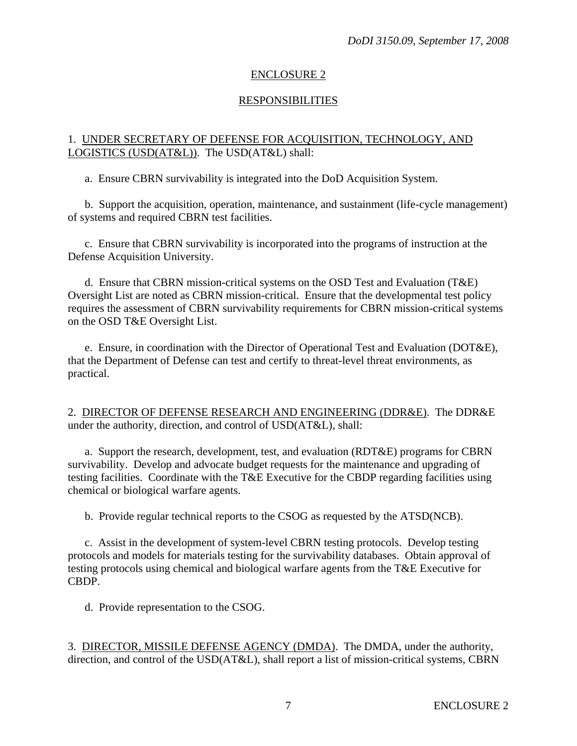## ENCLOSURE 2

## RESPONSIBILITIES

1. UNDER SECRETARY OF DEFENSE FOR ACQUISITION, TECHNOLOGY, AND LOGISTICS (USD(AT&L)). The USD(AT&L) shall:

a. Ensure CBRN survivability is integrated into the DoD Acquisition System.

b. Support the acquisition, operation, maintenance, and sustainment (life-cycle management) of systems and required CBRN test facilities.

c. Ensure that CBRN survivability is incorporated into the programs of instruction at the Defense Acquisition University.

d. Ensure that CBRN mission-critical systems on the OSD Test and Evaluation (T&E) Oversight List are noted as CBRN mission-critical. Ensure that the developmental test policy requires the assessment of CBRN survivability requirements for CBRN mission-critical systems on the OSD T&E Oversight List.

e. Ensure, in coordination with the Director of Operational Test and Evaluation (DOT&E), that the Department of Defense can test and certify to threat-level threat environments, as practical.

2. DIRECTOR OF DEFENSE RESEARCH AND ENGINEERING (DDR&E). The DDR&E under the authority, direction, and control of USD(AT&L), shall:

a. Support the research, development, test, and evaluation (RDT&E) programs for CBRN survivability. Develop and advocate budget requests for the maintenance and upgrading of testing facilities. Coordinate with the T&E Executive for the CBDP regarding facilities using chemical or biological warfare agents.

b. Provide regular technical reports to the CSOG as requested by the ATSD(NCB).

c. Assist in the development of system-level CBRN testing protocols. Develop testing protocols and models for materials testing for the survivability databases. Obtain approval of testing protocols using chemical and biological warfare agents from the T&E Executive for CBDP.

d. Provide representation to the CSOG.

3. DIRECTOR, MISSILE DEFENSE AGENCY (DMDA). The DMDA, under the authority, direction, and control of the USD(AT&L), shall report a list of mission-critical systems, CBRN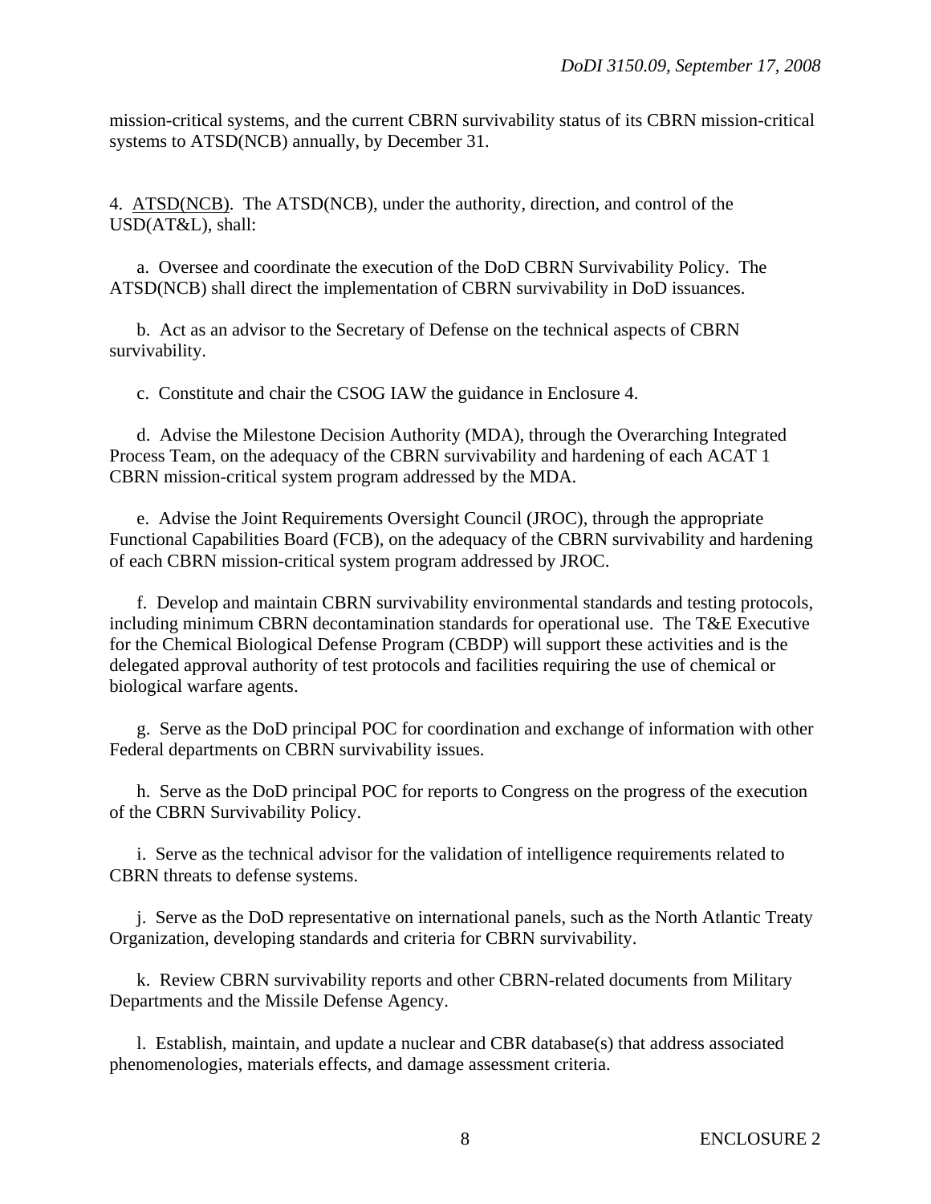mission-critical systems, and the current CBRN survivability status of its CBRN mission-critical systems to ATSD(NCB) annually, by December 31.

4. ATSD(NCB). The ATSD(NCB), under the authority, direction, and control of the USD(AT&L), shall:

a. Oversee and coordinate the execution of the DoD CBRN Survivability Policy. The ATSD(NCB) shall direct the implementation of CBRN survivability in DoD issuances.

b. Act as an advisor to the Secretary of Defense on the technical aspects of CBRN survivability.

c. Constitute and chair the CSOG IAW the guidance in Enclosure 4.

d. Advise the Milestone Decision Authority (MDA), through the Overarching Integrated Process Team, on the adequacy of the CBRN survivability and hardening of each ACAT 1 CBRN mission-critical system program addressed by the MDA.

e. Advise the Joint Requirements Oversight Council (JROC), through the appropriate Functional Capabilities Board (FCB), on the adequacy of the CBRN survivability and hardening of each CBRN mission-critical system program addressed by JROC.

f. Develop and maintain CBRN survivability environmental standards and testing protocols, including minimum CBRN decontamination standards for operational use. The T&E Executive for the Chemical Biological Defense Program (CBDP) will support these activities and is the delegated approval authority of test protocols and facilities requiring the use of chemical or biological warfare agents.

g. Serve as the DoD principal POC for coordination and exchange of information with other Federal departments on CBRN survivability issues.

h. Serve as the DoD principal POC for reports to Congress on the progress of the execution of the CBRN Survivability Policy.

i. Serve as the technical advisor for the validation of intelligence requirements related to CBRN threats to defense systems.

j. Serve as the DoD representative on international panels, such as the North Atlantic Treaty Organization, developing standards and criteria for CBRN survivability.

k. Review CBRN survivability reports and other CBRN-related documents from Military Departments and the Missile Defense Agency.

l. Establish, maintain, and update a nuclear and CBR database(s) that address associated phenomenologies, materials effects, and damage assessment criteria.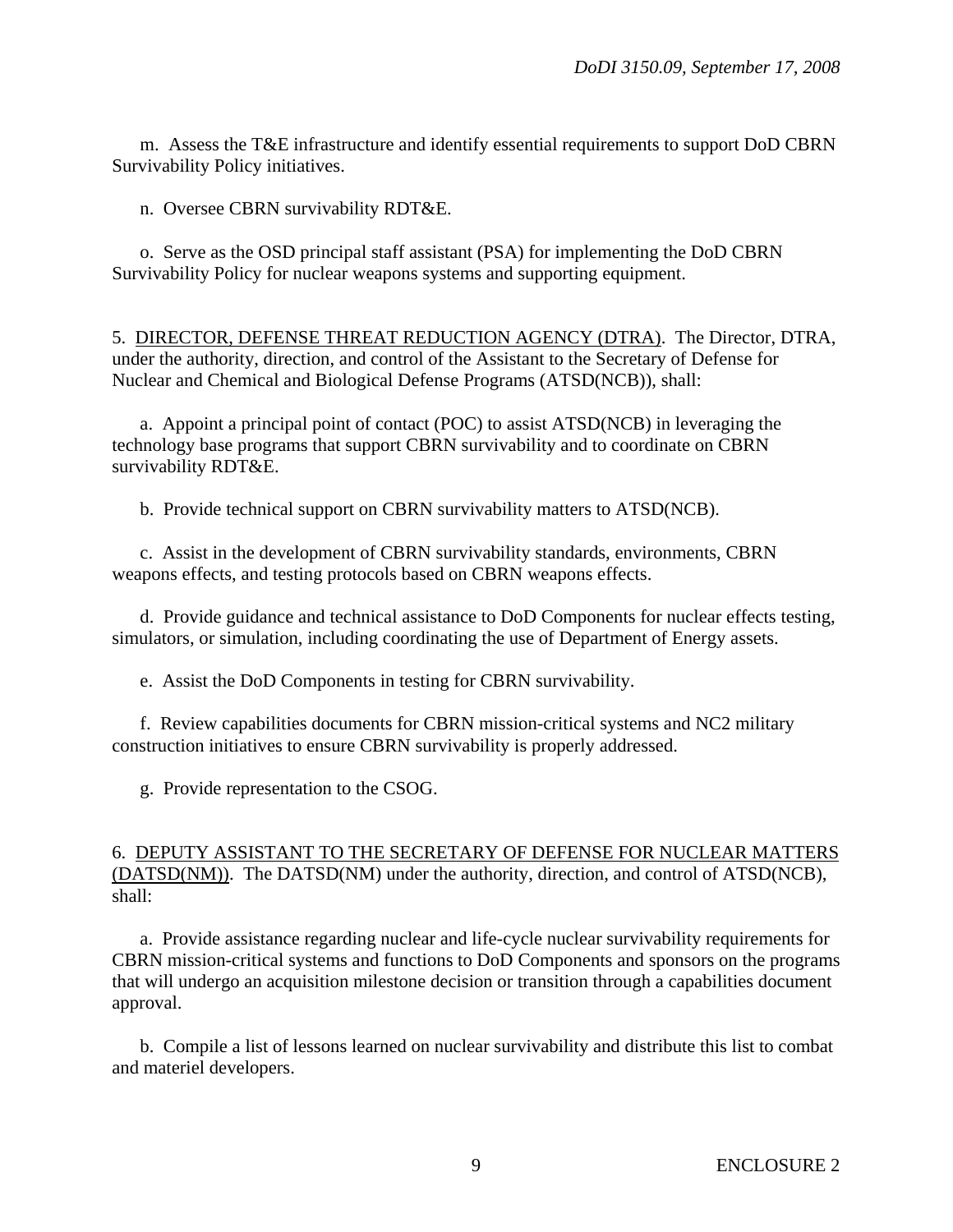m. Assess the T&E infrastructure and identify essential requirements to support DoD CBRN Survivability Policy initiatives.

n. Oversee CBRN survivability RDT&E.

o. Serve as the OSD principal staff assistant (PSA) for implementing the DoD CBRN Survivability Policy for nuclear weapons systems and supporting equipment.

5. DIRECTOR, DEFENSE THREAT REDUCTION AGENCY (DTRA). The Director, DTRA, under the authority, direction, and control of the Assistant to the Secretary of Defense for Nuclear and Chemical and Biological Defense Programs (ATSD(NCB)), shall:

a. Appoint a principal point of contact (POC) to assist ATSD(NCB) in leveraging the technology base programs that support CBRN survivability and to coordinate on CBRN survivability RDT&E.

b. Provide technical support on CBRN survivability matters to ATSD(NCB).

c. Assist in the development of CBRN survivability standards, environments, CBRN weapons effects, and testing protocols based on CBRN weapons effects.

d. Provide guidance and technical assistance to DoD Components for nuclear effects testing, simulators, or simulation, including coordinating the use of Department of Energy assets.

e. Assist the DoD Components in testing for CBRN survivability.

f. Review capabilities documents for CBRN mission-critical systems and NC2 military construction initiatives to ensure CBRN survivability is properly addressed.

g. Provide representation to the CSOG.

6. DEPUTY ASSISTANT TO THE SECRETARY OF DEFENSE FOR NUCLEAR MATTERS (DATSD(NM)). The DATSD(NM) under the authority, direction, and control of ATSD(NCB), shall:

a. Provide assistance regarding nuclear and life-cycle nuclear survivability requirements for CBRN mission-critical systems and functions to DoD Components and sponsors on the programs that will undergo an acquisition milestone decision or transition through a capabilities document approval.

b. Compile a list of lessons learned on nuclear survivability and distribute this list to combat and materiel developers.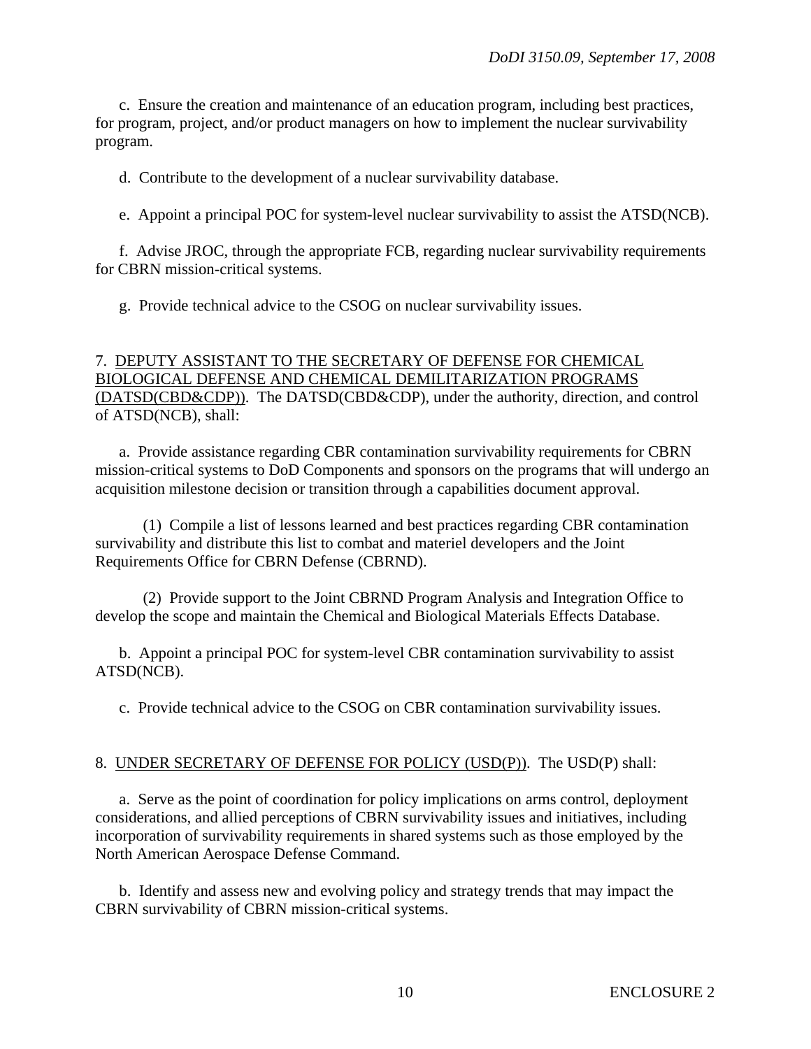c. Ensure the creation and maintenance of an education program, including best practices, for program, project, and/or product managers on how to implement the nuclear survivability program.

d. Contribute to the development of a nuclear survivability database.

e. Appoint a principal POC for system-level nuclear survivability to assist the ATSD(NCB).

f. Advise JROC, through the appropriate FCB, regarding nuclear survivability requirements for CBRN mission-critical systems.

g. Provide technical advice to the CSOG on nuclear survivability issues.

7. DEPUTY ASSISTANT TO THE SECRETARY OF DEFENSE FOR CHEMICAL BIOLOGICAL DEFENSE AND CHEMICAL DEMILITARIZATION PROGRAMS (DATSD(CBD&CDP)). The DATSD(CBD&CDP), under the authority, direction, and control of ATSD(NCB), shall:

a. Provide assistance regarding CBR contamination survivability requirements for CBRN mission-critical systems to DoD Components and sponsors on the programs that will undergo an acquisition milestone decision or transition through a capabilities document approval.

(1) Compile a list of lessons learned and best practices regarding CBR contamination survivability and distribute this list to combat and materiel developers and the Joint Requirements Office for CBRN Defense (CBRND).

(2) Provide support to the Joint CBRND Program Analysis and Integration Office to develop the scope and maintain the Chemical and Biological Materials Effects Database.

b. Appoint a principal POC for system-level CBR contamination survivability to assist ATSD(NCB).

c. Provide technical advice to the CSOG on CBR contamination survivability issues.

8. UNDER SECRETARY OF DEFENSE FOR POLICY (USD(P)). The USD(P) shall:

a. Serve as the point of coordination for policy implications on arms control, deployment considerations, and allied perceptions of CBRN survivability issues and initiatives, including incorporation of survivability requirements in shared systems such as those employed by the North American Aerospace Defense Command.

b. Identify and assess new and evolving policy and strategy trends that may impact the CBRN survivability of CBRN mission-critical systems.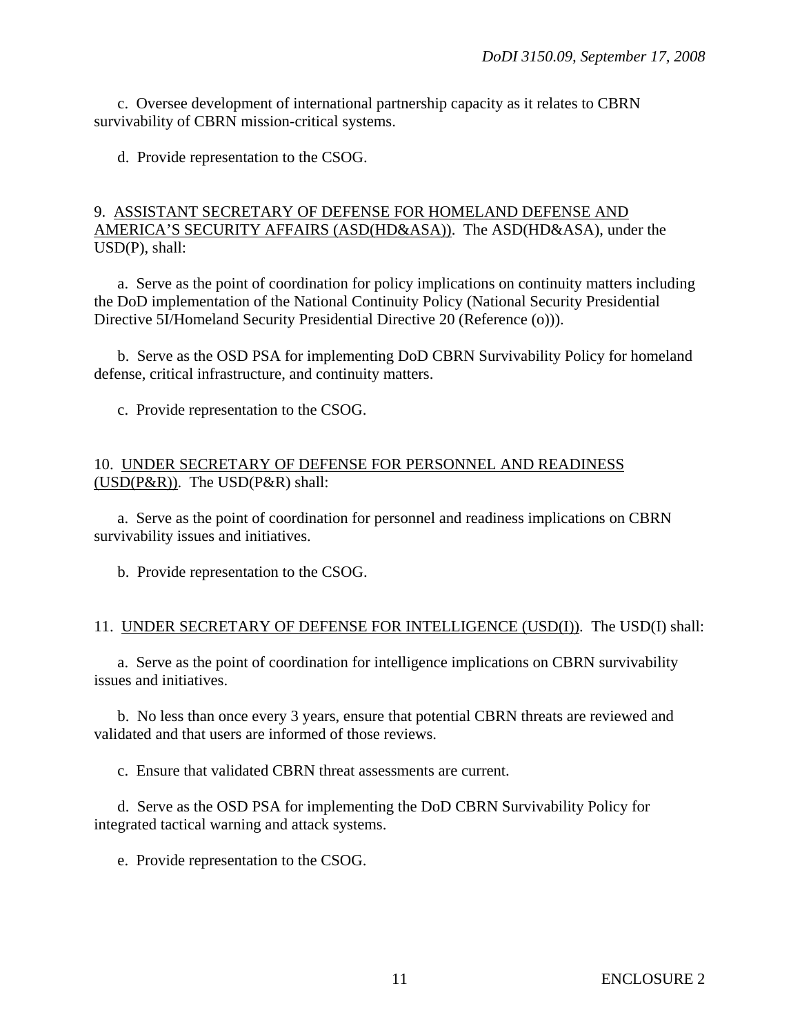c. Oversee development of international partnership capacity as it relates to CBRN survivability of CBRN mission-critical systems.

d. Provide representation to the CSOG.

9. <u>ASSISTANT SECRETARY OF DEFENSE FOR HOMELAND DEFENSE AND AMERICA'S SECURITY AFFAIRS (ASD(HD&ASA))</u>. The ASD(HD&ASA), under the USD(P), shall:

a. Serve as the point of coordination for policy implications on continuity matters including the DoD implementation of the National Continuity Policy (National Security Presidential Directive 5I/Homeland Security Presidential Directive 20 (Reference (o))).

b. Serve as the OSD PSA for implementing DoD CBRN Survivability Policy for homeland defense, critical infrastructure, and continuity matters.

c. Provide representation to the CSOG.

10. <u>UNDER SECRETARY OF DEFENSE FOR PERSONNEL AND READINESS (USD(P&R))</u>. The USD(P&R) shall:

a. Serve as the point of coordination for personnel and readiness implications on CBRN survivability issues and initiatives.

b. Provide representation to the CSOG.

11. <u>UNDER SECRETARY OF DEFENSE FOR INTELLIGENCE (USD(I))</u>. The USD(I) shall:

a. Serve as the point of coordination for intelligence implications on CBRN survivability issues and initiatives.

b. No less than once every 3 years, ensure that potential CBRN threats are reviewed and validated and that users are informed of those reviews.

c. Ensure that validated CBRN threat assessments are current.

d. Serve as the OSD PSA for implementing the DoD CBRN Survivability Policy for integrated tactical warning and attack systems.

e. Provide representation to the CSOG.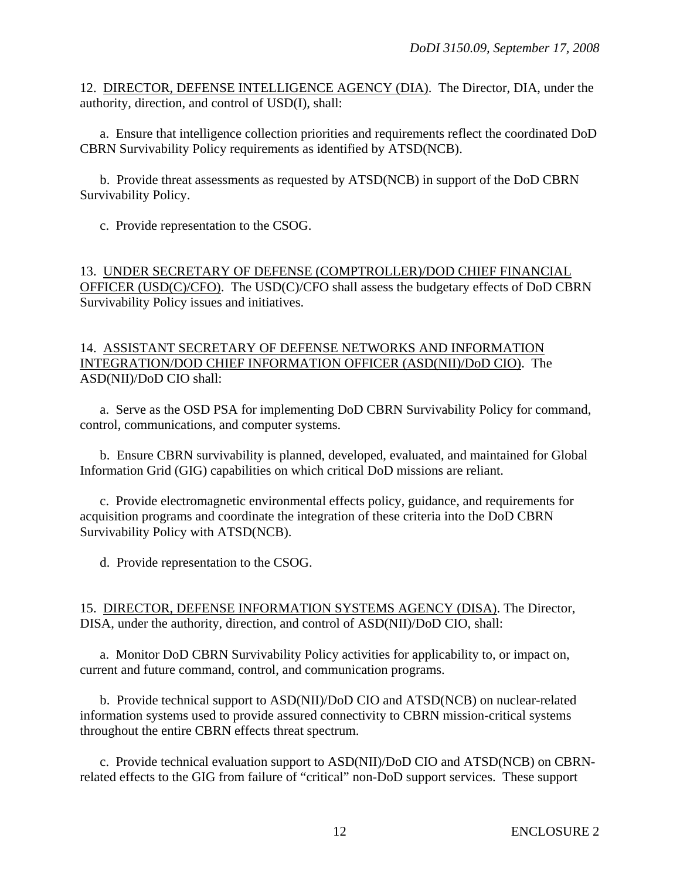12. <u>DIRECTOR, DEFENSE INTELLIGENCE AGENCY (DIA)</u>. The Director, DIA, under the authority, direction, and control of USD(I), shall:

a. Ensure that intelligence collection priorities and requirements reflect the coordinated DoD CBRN Survivability Policy requirements as identified by ATSD(NCB).

b. Provide threat assessments as requested by ATSD(NCB) in support of the DoD CBRN Survivability Policy.

c. Provide representation to the CSOG.

13. <u>UNDER SECRETARY OF DEFENSE (COMPTROLLER)/DOD CHIEF FINANCIAL OFFICER (USD(C)/CFO)</u>. The USD(C)/CFO shall assess the budgetary effects of DoD CBRN Survivability Policy issues and initiatives.

14. <u>ASSISTANT SECRETARY OF DEFENSE NETWORKS AND INFORMATION INTEGRATION/DOD CHIEF INFORMATION OFFICER (ASD(NII)/DoD CIO)</u>. The ASD(NII)/DoD CIO shall:

a. Serve as the OSD PSA for implementing DoD CBRN Survivability Policy for command, control, communications, and computer systems.

b. Ensure CBRN survivability is planned, developed, evaluated, and maintained for Global Information Grid (GIG) capabilities on which critical DoD missions are reliant.

c. Provide electromagnetic environmental effects policy, guidance, and requirements for acquisition programs and coordinate the integration of these criteria into the DoD CBRN Survivability Policy with ATSD(NCB).

d. Provide representation to the CSOG.

15. <u>DIRECTOR, DEFENSE INFORMATION SYSTEMS AGENCY (DISA)</u>. The Director, DISA, under the authority, direction, and control of ASD(NII)/DoD CIO, shall:

a. Monitor DoD CBRN Survivability Policy activities for applicability to, or impact on, current and future command, control, and communication programs.

b. Provide technical support to ASD(NII)/DoD CIO and ATSD(NCB) on nuclear-related information systems used to provide assured connectivity to CBRN mission-critical systems throughout the entire CBRN effects threat spectrum.

c. Provide technical evaluation support to ASD(NII)/DoD CIO and ATSD(NCB) on CBRN-related effects to the GIG from failure of "critical" non-DoD support services. These support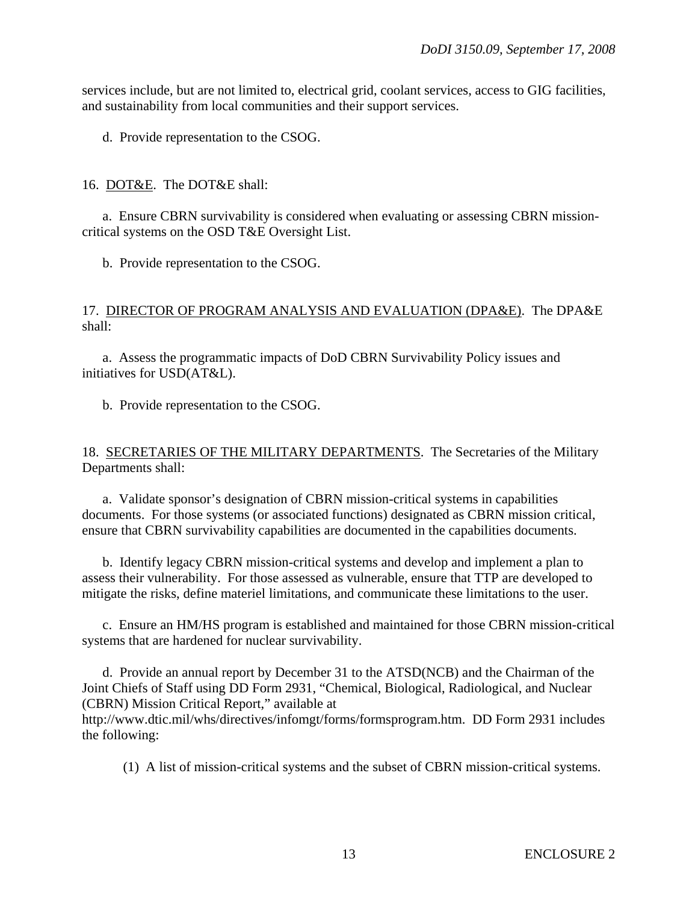services include, but are not limited to, electrical grid, coolant services, access to GIG facilities, and sustainability from local communities and their support services.

d. Provide representation to the CSOG.

16. DOT&E. The DOT&E shall:

a. Ensure CBRN survivability is considered when evaluating or assessing CBRN mission-critical systems on the OSD T&E Oversight List.

b. Provide representation to the CSOG.

17. DIRECTOR OF PROGRAM ANALYSIS AND EVALUATION (DPA&E). The DPA&E shall:

a. Assess the programmatic impacts of DoD CBRN Survivability Policy issues and initiatives for USD(AT&L).

b. Provide representation to the CSOG.

18. SECRETARIES OF THE MILITARY DEPARTMENTS. The Secretaries of the Military Departments shall:

a. Validate sponsor's designation of CBRN mission-critical systems in capabilities documents. For those systems (or associated functions) designated as CBRN mission critical, ensure that CBRN survivability capabilities are documented in the capabilities documents.

b. Identify legacy CBRN mission-critical systems and develop and implement a plan to assess their vulnerability. For those assessed as vulnerable, ensure that TTP are developed to mitigate the risks, define materiel limitations, and communicate these limitations to the user.

c. Ensure an HM/HS program is established and maintained for those CBRN mission-critical systems that are hardened for nuclear survivability.

d. Provide an annual report by December 31 to the ATSD(NCB) and the Chairman of the Joint Chiefs of Staff using DD Form 2931, "Chemical, Biological, Radiological, and Nuclear (CBRN) Mission Critical Report," available at http://www.dtic.mil/whs/directives/infomgt/forms/formsprogram.htm. DD Form 2931 includes the following:

(1) A list of mission-critical systems and the subset of CBRN mission-critical systems.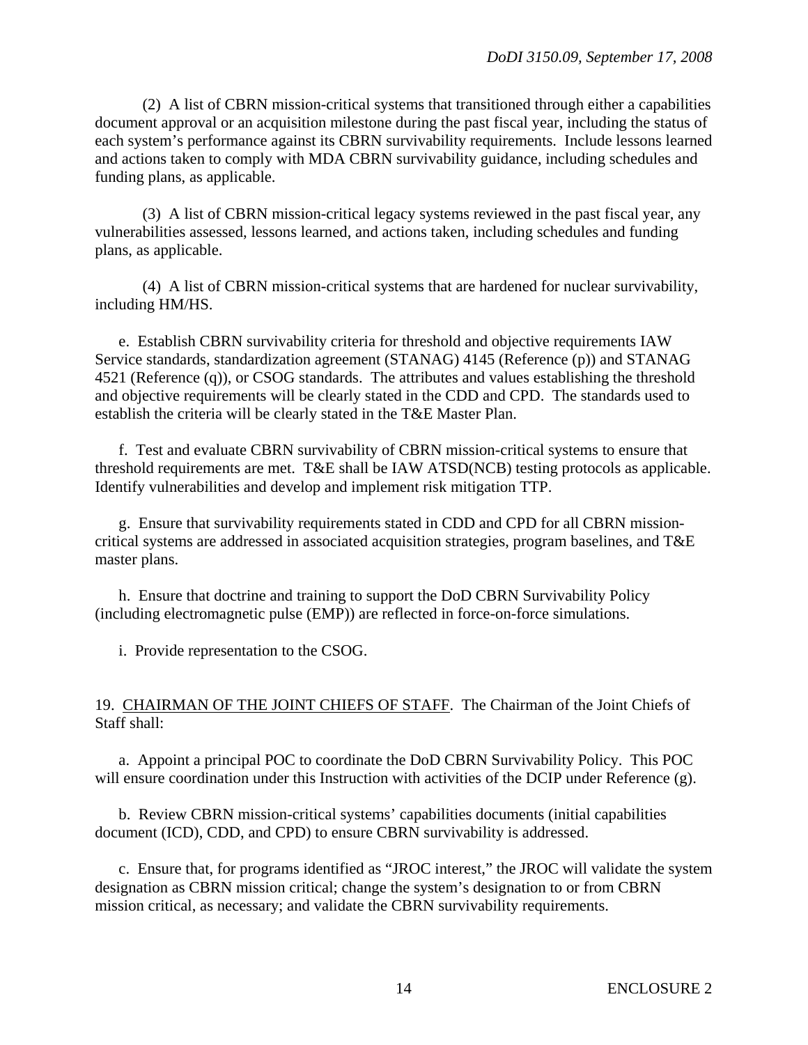(2) A list of CBRN mission-critical systems that transitioned through either a capabilities document approval or an acquisition milestone during the past fiscal year, including the status of each system's performance against its CBRN survivability requirements. Include lessons learned and actions taken to comply with MDA CBRN survivability guidance, including schedules and funding plans, as applicable.

(3) A list of CBRN mission-critical legacy systems reviewed in the past fiscal year, any vulnerabilities assessed, lessons learned, and actions taken, including schedules and funding plans, as applicable.

(4) A list of CBRN mission-critical systems that are hardened for nuclear survivability, including HM/HS.

e. Establish CBRN survivability criteria for threshold and objective requirements IAW Service standards, standardization agreement (STANAG) 4145 (Reference (p)) and STANAG 4521 (Reference (q)), or CSOG standards. The attributes and values establishing the threshold and objective requirements will be clearly stated in the CDD and CPD. The standards used to establish the criteria will be clearly stated in the T&E Master Plan.

f. Test and evaluate CBRN survivability of CBRN mission-critical systems to ensure that threshold requirements are met. T&E shall be IAW ATSD(NCB) testing protocols as applicable. Identify vulnerabilities and develop and implement risk mitigation TTP.

g. Ensure that survivability requirements stated in CDD and CPD for all CBRN mission-critical systems are addressed in associated acquisition strategies, program baselines, and T&E master plans.

h. Ensure that doctrine and training to support the DoD CBRN Survivability Policy (including electromagnetic pulse (EMP)) are reflected in force-on-force simulations.

i. Provide representation to the CSOG.

19. CHAIRMAN OF THE JOINT CHIEFS OF STAFF. The Chairman of the Joint Chiefs of Staff shall:

a. Appoint a principal POC to coordinate the DoD CBRN Survivability Policy. This POC will ensure coordination under this Instruction with activities of the DCIP under Reference (g).

b. Review CBRN mission-critical systems' capabilities documents (initial capabilities document (ICD), CDD, and CPD) to ensure CBRN survivability is addressed.

c. Ensure that, for programs identified as "JROC interest," the JROC will validate the system designation as CBRN mission critical; change the system's designation to or from CBRN mission critical, as necessary; and validate the CBRN survivability requirements.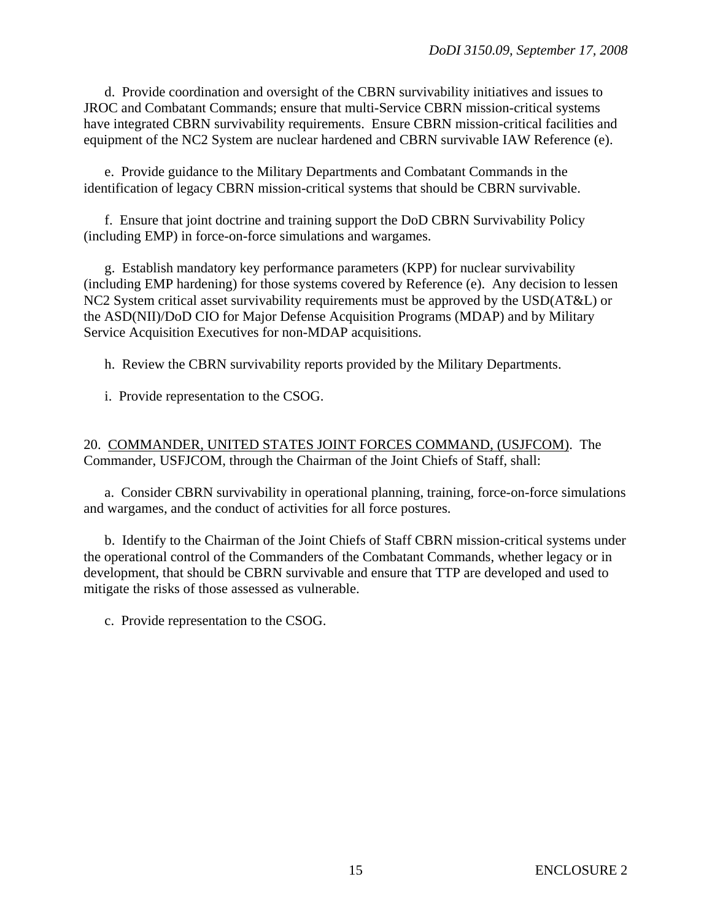d. Provide coordination and oversight of the CBRN survivability initiatives and issues to JROC and Combatant Commands; ensure that multi-Service CBRN mission-critical systems have integrated CBRN survivability requirements. Ensure CBRN mission-critical facilities and equipment of the NC2 System are nuclear hardened and CBRN survivable IAW Reference (e).

e. Provide guidance to the Military Departments and Combatant Commands in the identification of legacy CBRN mission-critical systems that should be CBRN survivable.

f. Ensure that joint doctrine and training support the DoD CBRN Survivability Policy (including EMP) in force-on-force simulations and wargames.

g. Establish mandatory key performance parameters (KPP) for nuclear survivability (including EMP hardening) for those systems covered by Reference (e). Any decision to lessen NC2 System critical asset survivability requirements must be approved by the USD(AT&L) or the ASD(NII)/DoD CIO for Major Defense Acquisition Programs (MDAP) and by Military Service Acquisition Executives for non-MDAP acquisitions.

h. Review the CBRN survivability reports provided by the Military Departments.

i. Provide representation to the CSOG.

20. COMMANDER, UNITED STATES JOINT FORCES COMMAND, (USJFCOM). The Commander, USFJCOM, through the Chairman of the Joint Chiefs of Staff, shall:

a. Consider CBRN survivability in operational planning, training, force-on-force simulations and wargames, and the conduct of activities for all force postures.

b. Identify to the Chairman of the Joint Chiefs of Staff CBRN mission-critical systems under the operational control of the Commanders of the Combatant Commands, whether legacy or in development, that should be CBRN survivable and ensure that TTP are developed and used to mitigate the risks of those assessed as vulnerable.

c. Provide representation to the CSOG.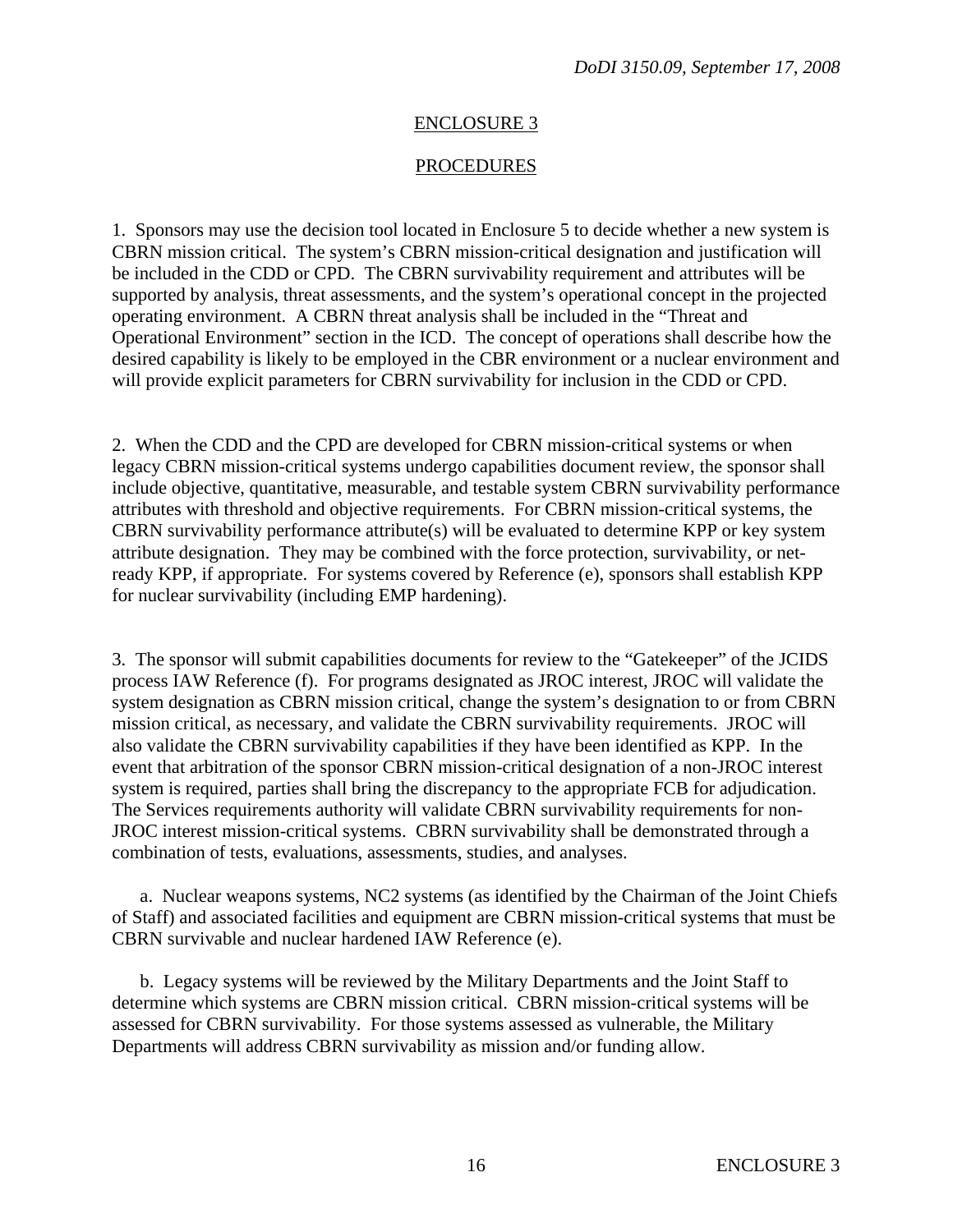## ENCLOSURE 3

## PROCEDURES

1. Sponsors may use the decision tool located in Enclosure 5 to decide whether a new system is CBRN mission critical. The system's CBRN mission-critical designation and justification will be included in the CDD or CPD. The CBRN survivability requirement and attributes will be supported by analysis, threat assessments, and the system's operational concept in the projected operating environment. A CBRN threat analysis shall be included in the "Threat and Operational Environment" section in the ICD. The concept of operations shall describe how the desired capability is likely to be employed in the CBR environment or a nuclear environment and will provide explicit parameters for CBRN survivability for inclusion in the CDD or CPD.

2. When the CDD and the CPD are developed for CBRN mission-critical systems or when legacy CBRN mission-critical systems undergo capabilities document review, the sponsor shall include objective, quantitative, measurable, and testable system CBRN survivability performance attributes with threshold and objective requirements. For CBRN mission-critical systems, the CBRN survivability performance attribute(s) will be evaluated to determine KPP or key system attribute designation. They may be combined with the force protection, survivability, or net-ready KPP, if appropriate. For systems covered by Reference (e), sponsors shall establish KPP for nuclear survivability (including EMP hardening).

3. The sponsor will submit capabilities documents for review to the "Gatekeeper" of the JCIDS process IAW Reference (f). For programs designated as JROC interest, JROC will validate the system designation as CBRN mission critical, change the system's designation to or from CBRN mission critical, as necessary, and validate the CBRN survivability requirements. JROC will also validate the CBRN survivability capabilities if they have been identified as KPP. In the event that arbitration of the sponsor CBRN mission-critical designation of a non-JROC interest system is required, parties shall bring the discrepancy to the appropriate FCB for adjudication. The Services requirements authority will validate CBRN survivability requirements for non-JROC interest mission-critical systems. CBRN survivability shall be demonstrated through a combination of tests, evaluations, assessments, studies, and analyses.

   a. Nuclear weapons systems, NC2 systems (as identified by the Chairman of the Joint Chiefs of Staff) and associated facilities and equipment are CBRN mission-critical systems that must be CBRN survivable and nuclear hardened IAW Reference (e).

   b. Legacy systems will be reviewed by the Military Departments and the Joint Staff to determine which systems are CBRN mission critical. CBRN mission-critical systems will be assessed for CBRN survivability. For those systems assessed as vulnerable, the Military Departments will address CBRN survivability as mission and/or funding allow.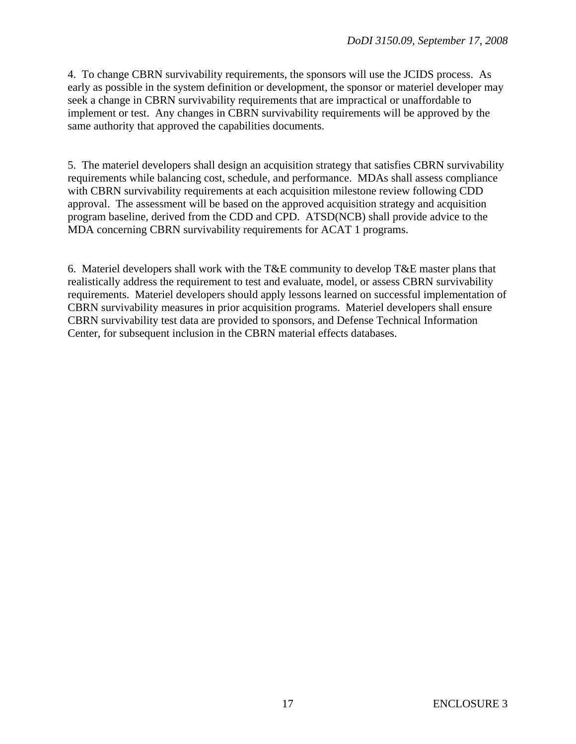4. To change CBRN survivability requirements, the sponsors will use the JCIDS process. As early as possible in the system definition or development, the sponsor or materiel developer may seek a change in CBRN survivability requirements that are impractical or unaffordable to implement or test. Any changes in CBRN survivability requirements will be approved by the same authority that approved the capabilities documents.

5. The materiel developers shall design an acquisition strategy that satisfies CBRN survivability requirements while balancing cost, schedule, and performance. MDAs shall assess compliance with CBRN survivability requirements at each acquisition milestone review following CDD approval. The assessment will be based on the approved acquisition strategy and acquisition program baseline, derived from the CDD and CPD. ATSD(NCB) shall provide advice to the MDA concerning CBRN survivability requirements for ACAT 1 programs.

6. Materiel developers shall work with the T&E community to develop T&E master plans that realistically address the requirement to test and evaluate, model, or assess CBRN survivability requirements. Materiel developers should apply lessons learned on successful implementation of CBRN survivability measures in prior acquisition programs. Materiel developers shall ensure CBRN survivability test data are provided to sponsors, and Defense Technical Information Center, for subsequent inclusion in the CBRN material effects databases.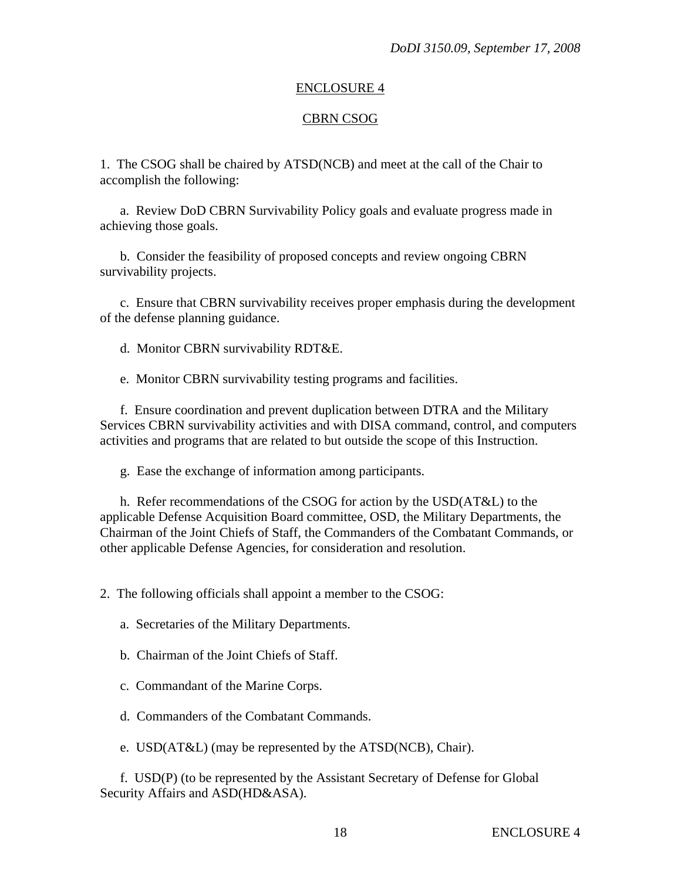## ENCLOSURE 4

## CBRN CSOG

1. The CSOG shall be chaired by ATSD(NCB) and meet at the call of the Chair to accomplish the following:

   a. Review DoD CBRN Survivability Policy goals and evaluate progress made in achieving those goals.

   b. Consider the feasibility of proposed concepts and review ongoing CBRN survivability projects.

   c. Ensure that CBRN survivability receives proper emphasis during the development of the defense planning guidance.

   d. Monitor CBRN survivability RDT&E.

   e. Monitor CBRN survivability testing programs and facilities.

   f. Ensure coordination and prevent duplication between DTRA and the Military Services CBRN survivability activities and with DISA command, control, and computers activities and programs that are related to but outside the scope of this Instruction.

   g. Ease the exchange of information among participants.

   h. Refer recommendations of the CSOG for action by the USD(AT&L) to the applicable Defense Acquisition Board committee, OSD, the Military Departments, the Chairman of the Joint Chiefs of Staff, the Commanders of the Combatant Commands, or other applicable Defense Agencies, for consideration and resolution.

2. The following officials shall appoint a member to the CSOG:

   a. Secretaries of the Military Departments.

   b. Chairman of the Joint Chiefs of Staff.

   c. Commandant of the Marine Corps.

   d. Commanders of the Combatant Commands.

   e. USD(AT&L) (may be represented by the ATSD(NCB), Chair).

   f. USD(P) (to be represented by the Assistant Secretary of Defense for Global Security Affairs and ASD(HD&ASA).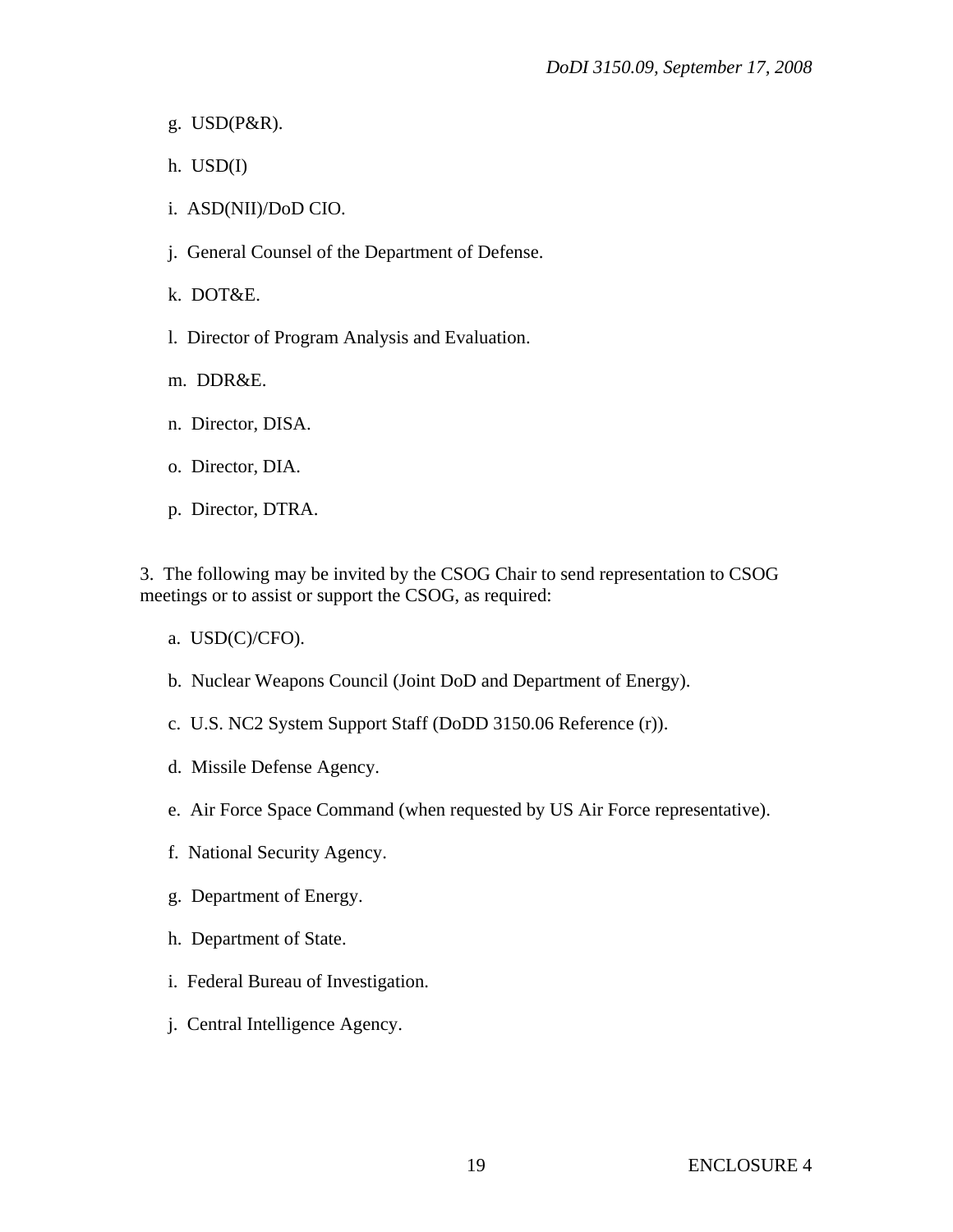g. USD(P&R).

h. USD(I)

i. ASD(NII)/DoD CIO.

j. General Counsel of the Department of Defense.

k. DOT&E.

l. Director of Program Analysis and Evaluation.

m. DDR&E.

n. Director, DISA.

o. Director, DIA.

p. Director, DTRA.

3. The following may be invited by the CSOG Chair to send representation to CSOG meetings or to assist or support the CSOG, as required:

a. USD(C)/CFO).

b. Nuclear Weapons Council (Joint DoD and Department of Energy).

c. U.S. NC2 System Support Staff (DoDD 3150.06 Reference (r)).

d. Missile Defense Agency.

e. Air Force Space Command (when requested by US Air Force representative).

f. National Security Agency.

g. Department of Energy.

h. Department of State.

i. Federal Bureau of Investigation.

j. Central Intelligence Agency.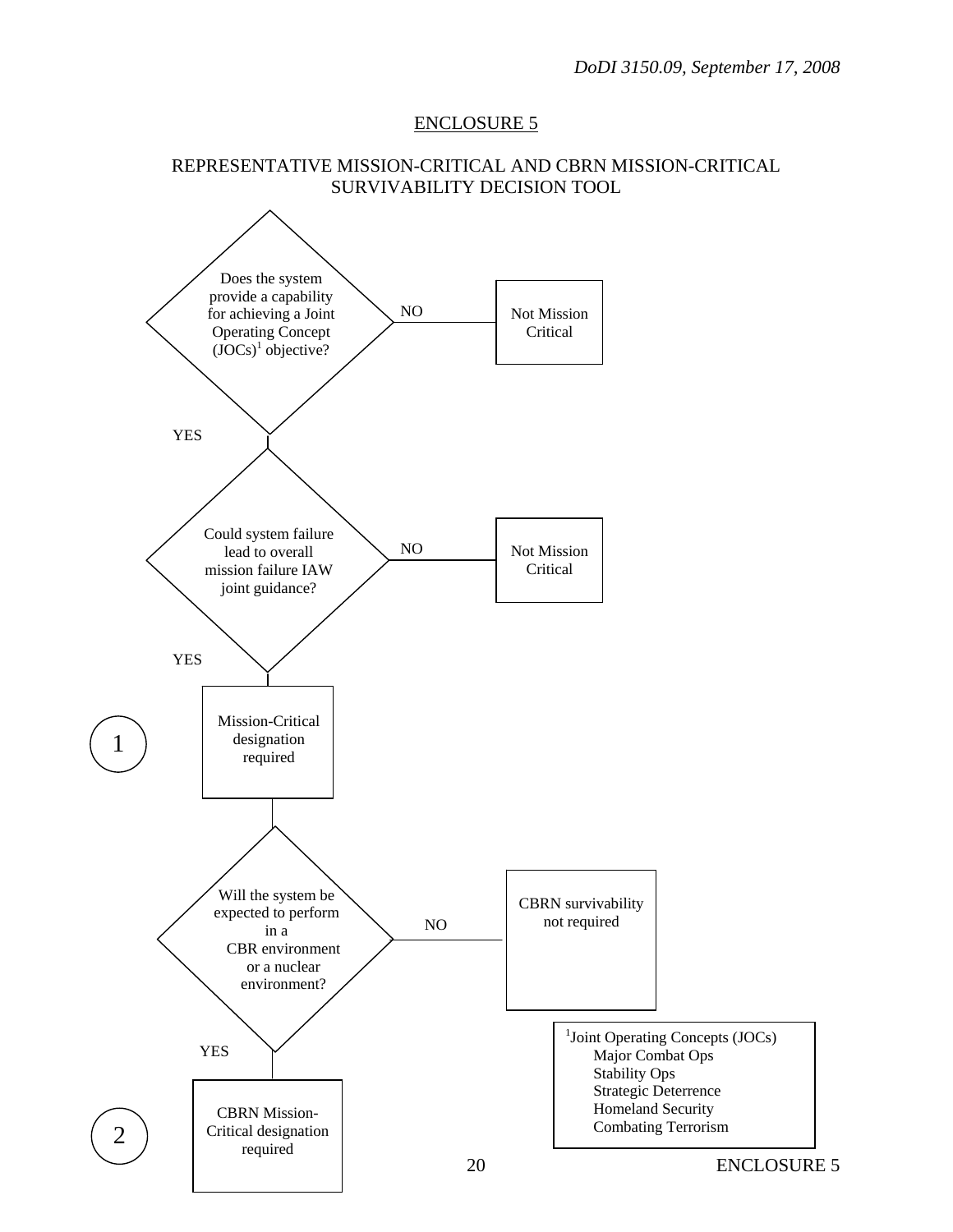## ENCLOSURE 5

## REPRESENTATIVE MISSION-CRITICAL AND CBRN MISSION-CRITICAL SURVIVABILITY DECISION TOOL

Does the system provide a capability for achieving a Joint Operating Concept (JOCs)[1] objective?

- NO → Not Mission Critical
- YES ↓

Could system failure lead to overall mission failure IAW joint guidance?

- NO → Not Mission Critical
- YES ↓

(1) Mission-Critical designation required

↓

Will the system be expected to perform in a CBR environment or a nuclear environment?

- NO → CBRN survivability not required
- YES ↓

(2) CBRN Mission-Critical designation required

[1]Joint Operating Concepts (JOCs)
- Major Combat Ops
- Stability Ops
- Strategic Deterrence
- Homeland Security
- Combating Terrorism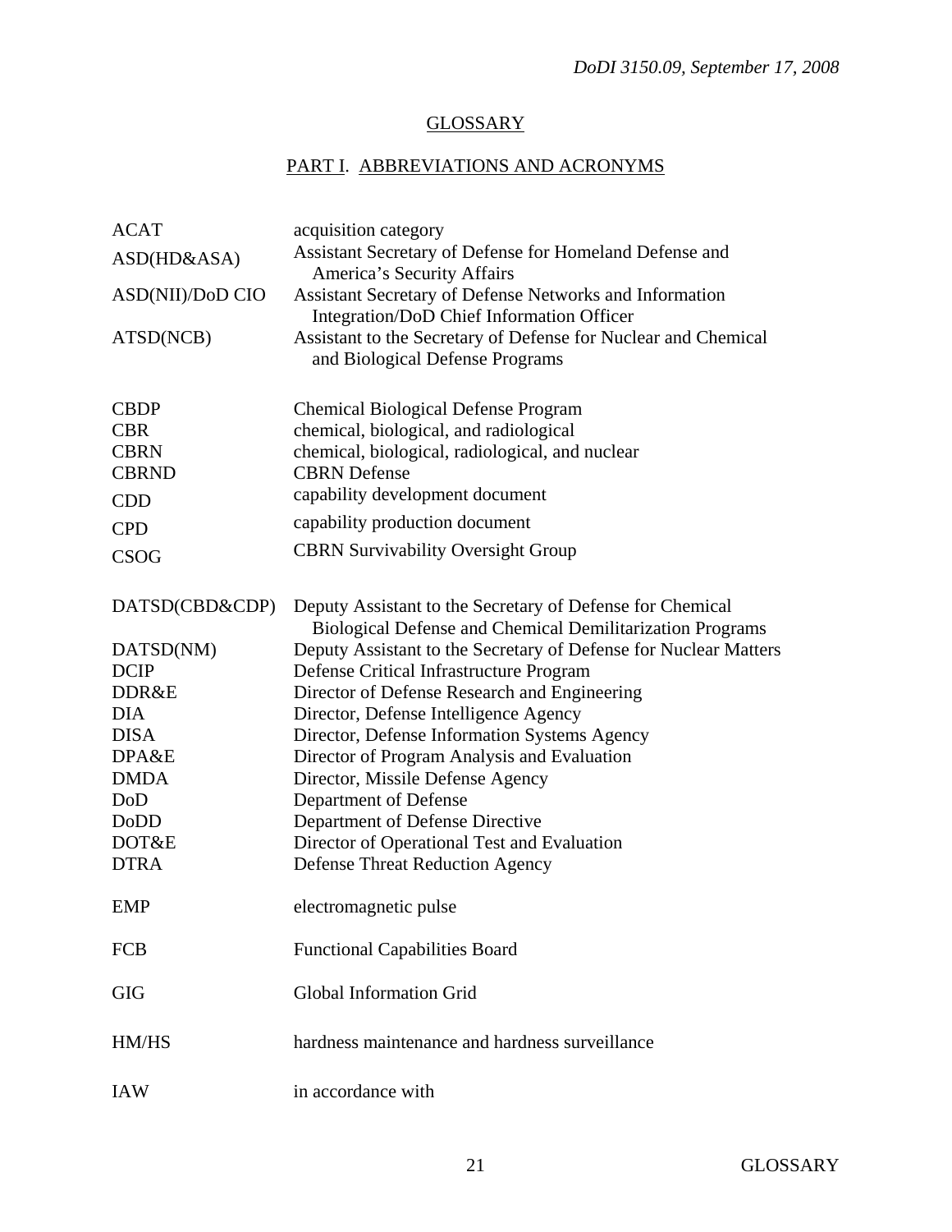## GLOSSARY

### PART I. ABBREVIATIONS AND ACRONYMS

| | |
|---|---|
| ACAT | acquisition category |
| ASD(HD&ASA) | Assistant Secretary of Defense for Homeland Defense and America's Security Affairs |
| ASD(NII)/DoD CIO | Assistant Secretary of Defense Networks and Information Integration/DoD Chief Information Officer |
| ATSD(NCB) | Assistant to the Secretary of Defense for Nuclear and Chemical and Biological Defense Programs |
| CBDP | Chemical Biological Defense Program |
| CBR | chemical, biological, and radiological |
| CBRN | chemical, biological, radiological, and nuclear |
| CBRND | CBRN Defense |
| CDD | capability development document |
| CPD | capability production document |
| CSOG | CBRN Survivability Oversight Group |
| DATSD(CBD&CDP) | Deputy Assistant to the Secretary of Defense for Chemical Biological Defense and Chemical Demilitarization Programs |
| DATSD(NM) | Deputy Assistant to the Secretary of Defense for Nuclear Matters |
| DCIP | Defense Critical Infrastructure Program |
| DDR&E | Director of Defense Research and Engineering |
| DIA | Director, Defense Intelligence Agency |
| DISA | Director, Defense Information Systems Agency |
| DPA&E | Director of Program Analysis and Evaluation |
| DMDA | Director, Missile Defense Agency |
| DoD | Department of Defense |
| DoDD | Department of Defense Directive |
| DOT&E | Director of Operational Test and Evaluation |
| DTRA | Defense Threat Reduction Agency |
| EMP | electromagnetic pulse |
| FCB | Functional Capabilities Board |
| GIG | Global Information Grid |
| HM/HS | hardness maintenance and hardness surveillance |
| IAW | in accordance with |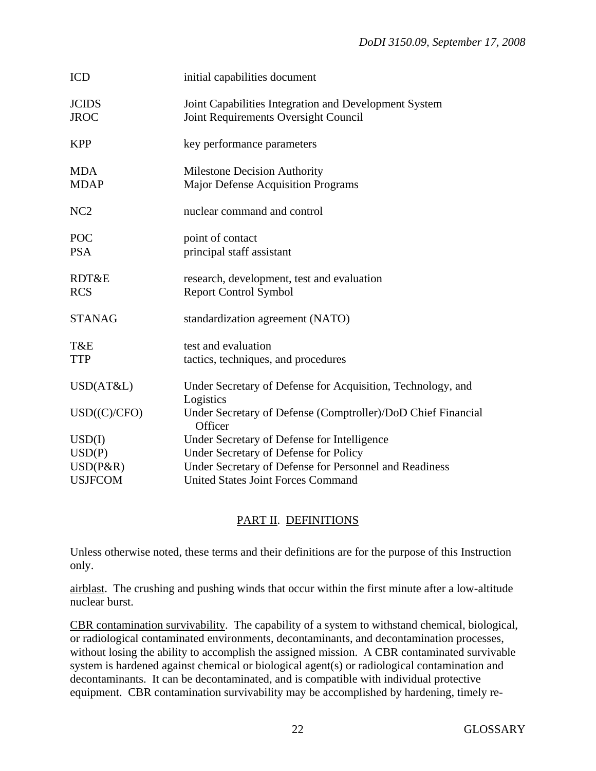| | |
|---|---|
| ICD | initial capabilities document |
| JCIDS | Joint Capabilities Integration and Development System |
| JROC | Joint Requirements Oversight Council |
| KPP | key performance parameters |
| MDA | Milestone Decision Authority |
| MDAP | Major Defense Acquisition Programs |
| NC2 | nuclear command and control |
| POC | point of contact |
| PSA | principal staff assistant |
| RDT&E | research, development, test and evaluation |
| RCS | Report Control Symbol |
| STANAG | standardization agreement (NATO) |
| T&E | test and evaluation |
| TTP | tactics, techniques, and procedures |
| USD(AT&L) | Under Secretary of Defense for Acquisition, Technology, and Logistics |
| USD((C)/CFO) | Under Secretary of Defense (Comptroller)/DoD Chief Financial Officer |
| USD(I) | Under Secretary of Defense for Intelligence |
| USD(P) | Under Secretary of Defense for Policy |
| USD(P&R) | Under Secretary of Defense for Personnel and Readiness |
| USJFCOM | United States Joint Forces Command |

## PART II. DEFINITIONS

Unless otherwise noted, these terms and their definitions are for the purpose of this Instruction only.

airblast. The crushing and pushing winds that occur within the first minute after a low-altitude nuclear burst.

CBR contamination survivability. The capability of a system to withstand chemical, biological, or radiological contaminated environments, decontaminants, and decontamination processes, without losing the ability to accomplish the assigned mission. A CBR contaminated survivable system is hardened against chemical or biological agent(s) or radiological contamination and decontaminants. It can be decontaminated, and is compatible with individual protective equipment. CBR contamination survivability may be accomplished by hardening, timely re-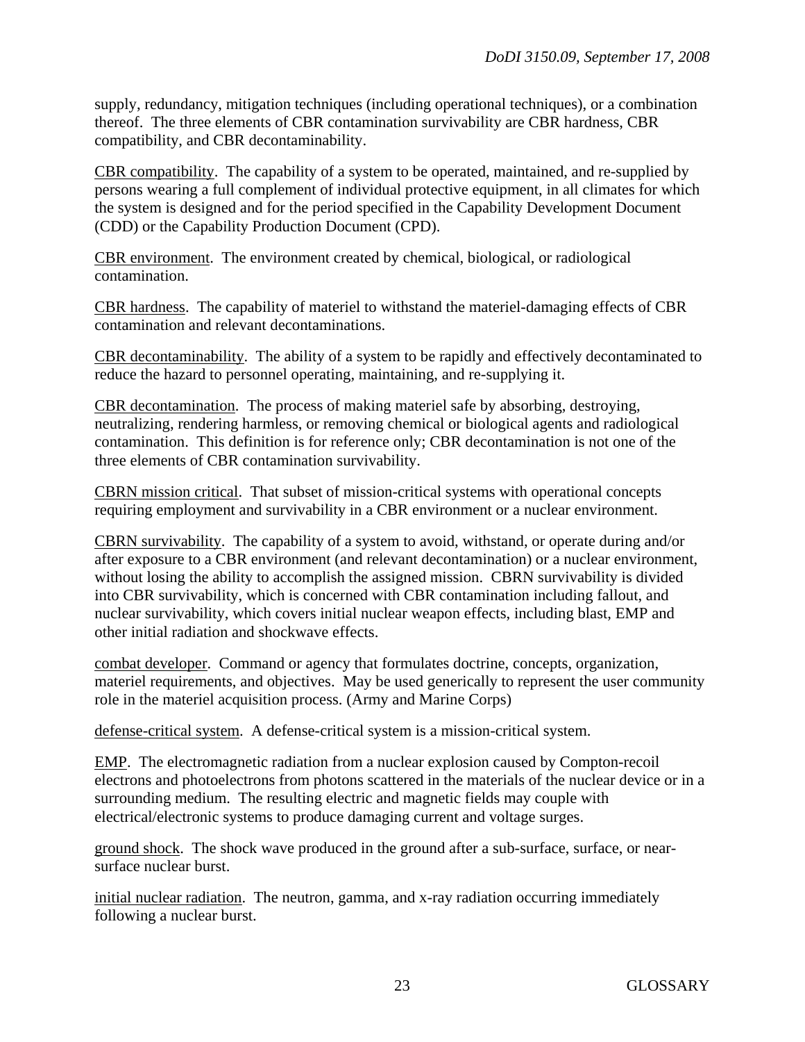supply, redundancy, mitigation techniques (including operational techniques), or a combination thereof. The three elements of CBR contamination survivability are CBR hardness, CBR compatibility, and CBR decontaminability.

CBR compatibility. The capability of a system to be operated, maintained, and re-supplied by persons wearing a full complement of individual protective equipment, in all climates for which the system is designed and for the period specified in the Capability Development Document (CDD) or the Capability Production Document (CPD).

CBR environment. The environment created by chemical, biological, or radiological contamination.

CBR hardness. The capability of materiel to withstand the materiel-damaging effects of CBR contamination and relevant decontaminations.

CBR decontaminability. The ability of a system to be rapidly and effectively decontaminated to reduce the hazard to personnel operating, maintaining, and re-supplying it.

CBR decontamination. The process of making materiel safe by absorbing, destroying, neutralizing, rendering harmless, or removing chemical or biological agents and radiological contamination. This definition is for reference only; CBR decontamination is not one of the three elements of CBR contamination survivability.

CBRN mission critical. That subset of mission-critical systems with operational concepts requiring employment and survivability in a CBR environment or a nuclear environment.

CBRN survivability. The capability of a system to avoid, withstand, or operate during and/or after exposure to a CBR environment (and relevant decontamination) or a nuclear environment, without losing the ability to accomplish the assigned mission. CBRN survivability is divided into CBR survivability, which is concerned with CBR contamination including fallout, and nuclear survivability, which covers initial nuclear weapon effects, including blast, EMP and other initial radiation and shockwave effects.

combat developer. Command or agency that formulates doctrine, concepts, organization, materiel requirements, and objectives. May be used generically to represent the user community role in the materiel acquisition process. (Army and Marine Corps)

defense-critical system. A defense-critical system is a mission-critical system.

EMP. The electromagnetic radiation from a nuclear explosion caused by Compton-recoil electrons and photoelectrons from photons scattered in the materials of the nuclear device or in a surrounding medium. The resulting electric and magnetic fields may couple with electrical/electronic systems to produce damaging current and voltage surges.

ground shock. The shock wave produced in the ground after a sub-surface, surface, or near-surface nuclear burst.

initial nuclear radiation. The neutron, gamma, and x-ray radiation occurring immediately following a nuclear burst.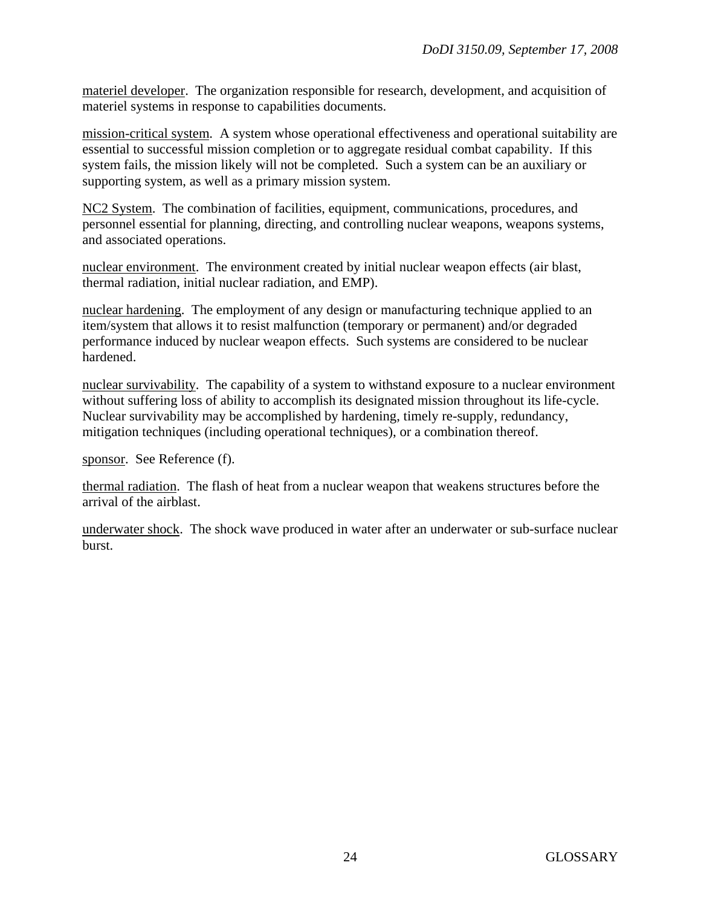materiel developer. The organization responsible for research, development, and acquisition of materiel systems in response to capabilities documents.

mission-critical system. A system whose operational effectiveness and operational suitability are essential to successful mission completion or to aggregate residual combat capability. If this system fails, the mission likely will not be completed. Such a system can be an auxiliary or supporting system, as well as a primary mission system.

NC2 System. The combination of facilities, equipment, communications, procedures, and personnel essential for planning, directing, and controlling nuclear weapons, weapons systems, and associated operations.

nuclear environment. The environment created by initial nuclear weapon effects (air blast, thermal radiation, initial nuclear radiation, and EMP).

nuclear hardening. The employment of any design or manufacturing technique applied to an item/system that allows it to resist malfunction (temporary or permanent) and/or degraded performance induced by nuclear weapon effects. Such systems are considered to be nuclear hardened.

nuclear survivability. The capability of a system to withstand exposure to a nuclear environment without suffering loss of ability to accomplish its designated mission throughout its life-cycle. Nuclear survivability may be accomplished by hardening, timely re-supply, redundancy, mitigation techniques (including operational techniques), or a combination thereof.

sponsor. See Reference (f).

thermal radiation. The flash of heat from a nuclear weapon that weakens structures before the arrival of the airblast.

underwater shock. The shock wave produced in water after an underwater or sub-surface nuclear burst.